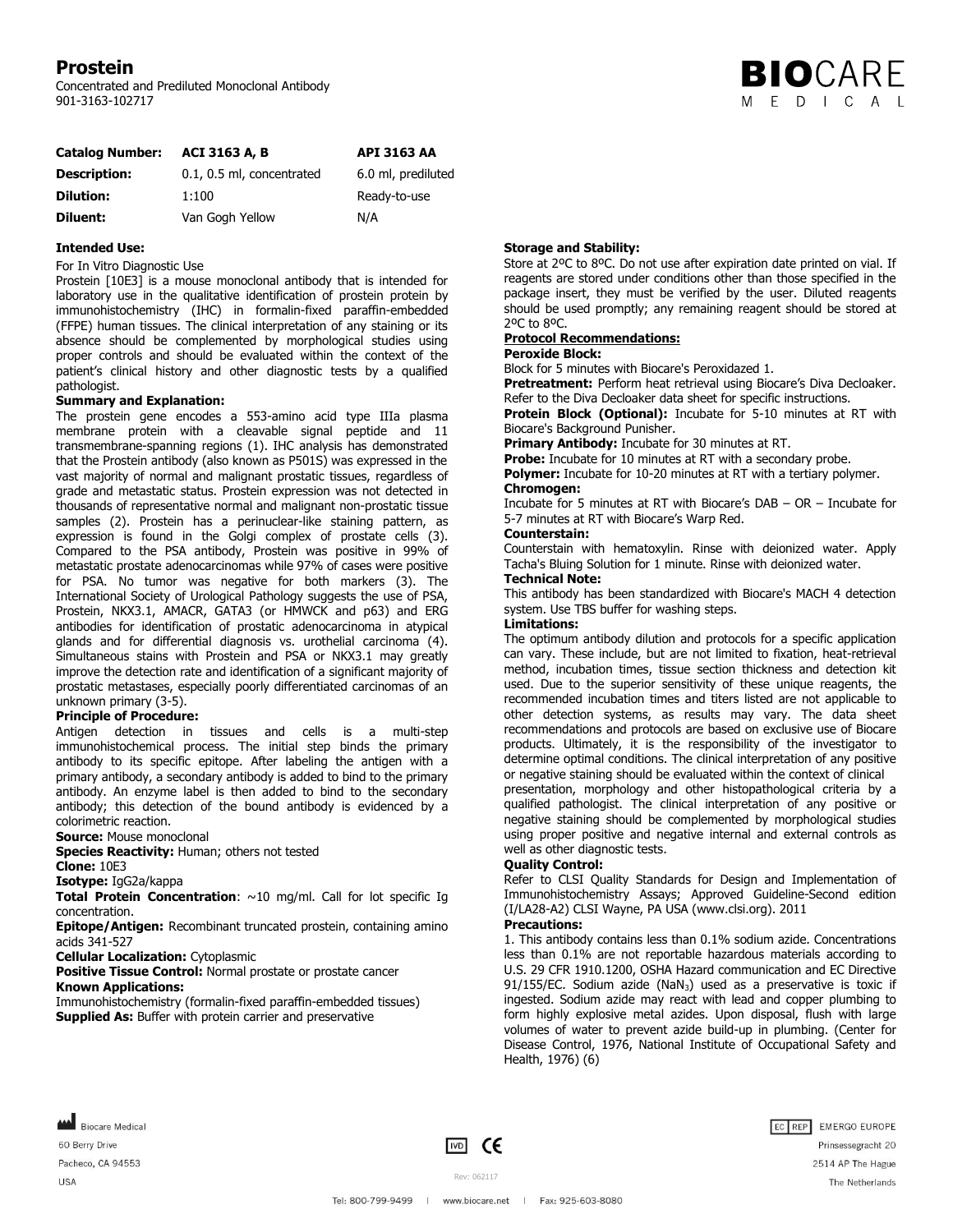# Prostein

Concentrated and Prediluted Monoclonal Antibody
901-3163-102717

| **Catalog Number:** | **ACI 3163 A, B** | **API 3163 AA** |
|---|---|---|
| **Description:** | 0.1, 0.5 ml, concentrated | 6.0 ml, prediluted |
| **Dilution:** | 1:100 | Ready-to-use |
| **Diluent:** | Van Gogh Yellow | N/A |

**Intended Use:**

For In Vitro Diagnostic Use

Prostein [10E3] is a mouse monoclonal antibody that is intended for laboratory use in the qualitative identification of prostein protein by immunohistochemistry (IHC) in formalin-fixed paraffin-embedded (FFPE) human tissues. The clinical interpretation of any staining or its absence should be complemented by morphological studies using proper controls and should be evaluated within the context of the patient's clinical history and other diagnostic tests by a qualified pathologist.

**Summary and Explanation:**

The prostein gene encodes a 553-amino acid type IIIa plasma membrane protein with a cleavable signal peptide and 11 transmembrane-spanning regions (1). IHC analysis has demonstrated that the Prostein antibody (also known as P501S) was expressed in the vast majority of normal and malignant prostatic tissues, regardless of grade and metastatic status. Prostein expression was not detected in thousands of representative normal and malignant non-prostatic tissue samples (2). Prostein has a perinuclear-like staining pattern, as expression is found in the Golgi complex of prostate cells (3). Compared to the PSA antibody, Prostein was positive in 99% of metastatic prostate adenocarcinomas while 97% of cases were positive for PSA. No tumor was negative for both markers (3). The International Society of Urological Pathology suggests the use of PSA, Prostein, NKX3.1, AMACR, GATA3 (or HMWCK and p63) and ERG antibodies for identification of prostatic adenocarcinoma in atypical glands and for differential diagnosis vs. urothelial carcinoma (4). Simultaneous stains with Prostein and PSA or NKX3.1 may greatly improve the detection rate and identification of a significant majority of prostatic metastases, especially poorly differentiated carcinomas of an unknown primary (3-5).

**Principle of Procedure:**

Antigen detection in tissues and cells is a multi-step immunohistochemical process. The initial step binds the primary antibody to its specific epitope. After labeling the antigen with a primary antibody, a secondary antibody is added to bind to the primary antibody. An enzyme label is then added to bind to the secondary antibody; this detection of the bound antibody is evidenced by a colorimetric reaction.

**Source:** Mouse monoclonal

**Species Reactivity:** Human; others not tested

**Clone:** 10E3

**Isotype:** IgG2a/kappa

**Total Protein Concentration**: ~10 mg/ml. Call for lot specific Ig concentration.

**Epitope/Antigen:** Recombinant truncated prostein, containing amino acids 341-527

**Cellular Localization:** Cytoplasmic

**Positive Tissue Control:** Normal prostate or prostate cancer

**Known Applications:**

Immunohistochemistry (formalin-fixed paraffin-embedded tissues)

**Supplied As:** Buffer with protein carrier and preservative

**Storage and Stability:**

Store at 2ºC to 8ºC. Do not use after expiration date printed on vial. If reagents are stored under conditions other than those specified in the package insert, they must be verified by the user. Diluted reagents should be used promptly; any remaining reagent should be stored at 2ºC to 8ºC.

**Protocol Recommendations:**

**Peroxide Block:**

Block for 5 minutes with Biocare's Peroxidazed 1.

**Pretreatment:** Perform heat retrieval using Biocare's Diva Decloaker. Refer to the Diva Decloaker data sheet for specific instructions.

**Protein Block (Optional):** Incubate for 5-10 minutes at RT with Biocare's Background Punisher.

**Primary Antibody:** Incubate for 30 minutes at RT.

**Probe:** Incubate for 10 minutes at RT with a secondary probe.

**Polymer:** Incubate for 10-20 minutes at RT with a tertiary polymer.

**Chromogen:**

Incubate for 5 minutes at RT with Biocare's DAB – OR – Incubate for 5-7 minutes at RT with Biocare's Warp Red.

**Counterstain:**

Counterstain with hematoxylin. Rinse with deionized water. Apply Tacha's Bluing Solution for 1 minute. Rinse with deionized water.

**Technical Note:**

This antibody has been standardized with Biocare's MACH 4 detection system. Use TBS buffer for washing steps.

**Limitations:**

The optimum antibody dilution and protocols for a specific application can vary. These include, but are not limited to fixation, heat-retrieval method, incubation times, tissue section thickness and detection kit used. Due to the superior sensitivity of these unique reagents, the recommended incubation times and titers listed are not applicable to other detection systems, as results may vary. The data sheet recommendations and protocols are based on exclusive use of Biocare products. Ultimately, it is the responsibility of the investigator to determine optimal conditions. The clinical interpretation of any positive or negative staining should be evaluated within the context of clinical presentation, morphology and other histopathological criteria by a qualified pathologist. The clinical interpretation of any positive or negative staining should be complemented by morphological studies using proper positive and negative internal and external controls as well as other diagnostic tests.

**Quality Control:**

Refer to CLSI Quality Standards for Design and Implementation of Immunohistochemistry Assays; Approved Guideline-Second edition (I/LA28-A2) CLSI Wayne, PA USA (www.clsi.org). 2011

**Precautions:**

1. This antibody contains less than 0.1% sodium azide. Concentrations less than 0.1% are not reportable hazardous materials according to U.S. 29 CFR 1910.1200, OSHA Hazard communication and EC Directive 91/155/EC. Sodium azide ($NaN_3$) used as a preservative is toxic if ingested. Sodium azide may react with lead and copper plumbing to form highly explosive metal azides. Upon disposal, flush with large volumes of water to prevent azide build-up in plumbing. (Center for Disease Control, 1976, National Institute of Occupational Safety and Health, 1976) (6)

Biocare Medical
60 Berry Drive
Pacheco, CA 94553
USA

Rev: 062117

EC REP EMERGO EUROPE
Prinsessegracht 20
2514 AP The Hague
The Netherlands

Tel: 800-799-9499 | www.biocare.net | Fax: 925-603-8080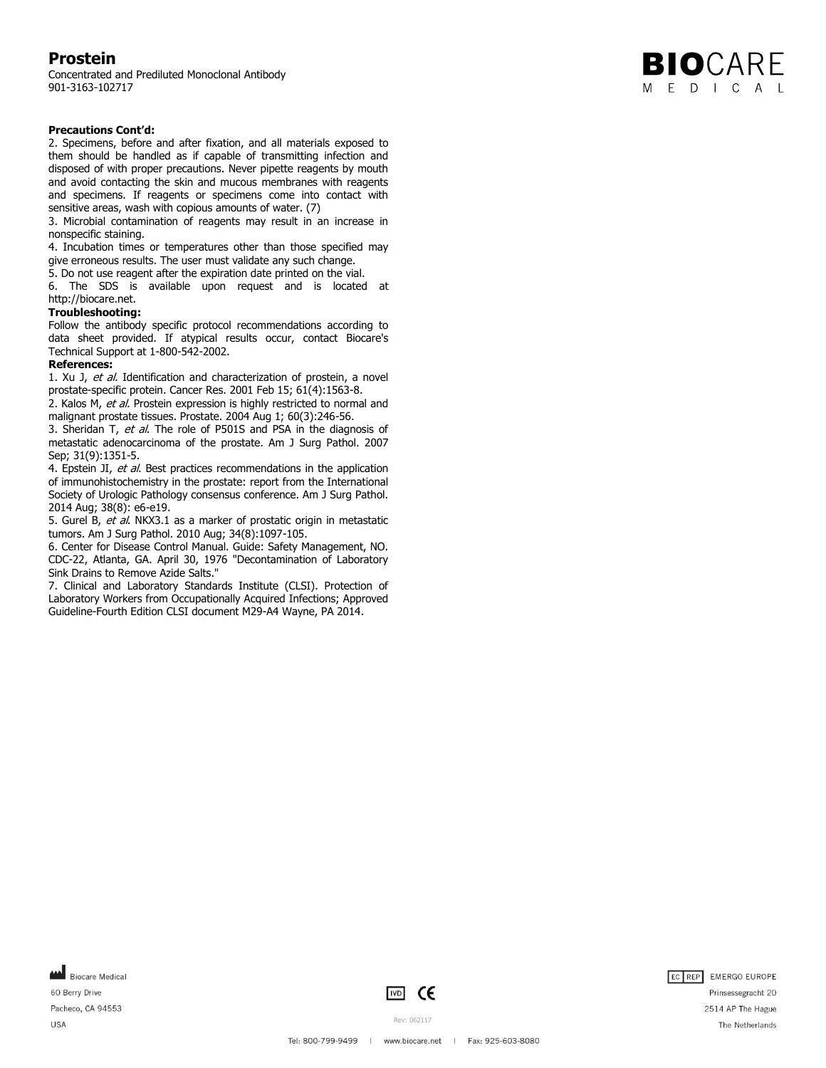**Precautions Cont'd:**

2. Specimens, before and after fixation, and all materials exposed to them should be handled as if capable of transmitting infection and disposed of with proper precautions. Never pipette reagents by mouth and avoid contacting the skin and mucous membranes with reagents and specimens. If reagents or specimens come into contact with sensitive areas, wash with copious amounts of water. (7)
3. Microbial contamination of reagents may result in an increase in nonspecific staining.
4. Incubation times or temperatures other than those specified may give erroneous results. The user must validate any such change.
5. Do not use reagent after the expiration date printed on the vial.
6. The SDS is available upon request and is located at http://biocare.net.

**Troubleshooting:**

Follow the antibody specific protocol recommendations according to data sheet provided. If atypical results occur, contact Biocare's Technical Support at 1-800-542-2002.

**References:**

1. Xu J, *et al.* Identification and characterization of prostein, a novel prostate-specific protein. Cancer Res. 2001 Feb 15; 61(4):1563-8.
2. Kalos M, *et al.* Prostein expression is highly restricted to normal and malignant prostate tissues. Prostate. 2004 Aug 1; 60(3):246-56.
3. Sheridan T, *et al.* The role of P501S and PSA in the diagnosis of metastatic adenocarcinoma of the prostate. Am J Surg Pathol. 2007 Sep; 31(9):1351-5.
4. Epstein JI, *et al.* Best practices recommendations in the application of immunohistochemistry in the prostate: report from the International Society of Urologic Pathology consensus conference. Am J Surg Pathol. 2014 Aug; 38(8): e6-e19.
5. Gurel B, *et al.* NKX3.1 as a marker of prostatic origin in metastatic tumors. Am J Surg Pathol. 2010 Aug; 34(8):1097-105.
6. Center for Disease Control Manual. Guide: Safety Management, NO. CDC-22, Atlanta, GA. April 30, 1976 "Decontamination of Laboratory Sink Drains to Remove Azide Salts."
7. Clinical and Laboratory Standards Institute (CLSI). Protection of Laboratory Workers from Occupationally Acquired Infections; Approved Guideline-Fourth Edition CLSI document M29-A4 Wayne, PA 2014.